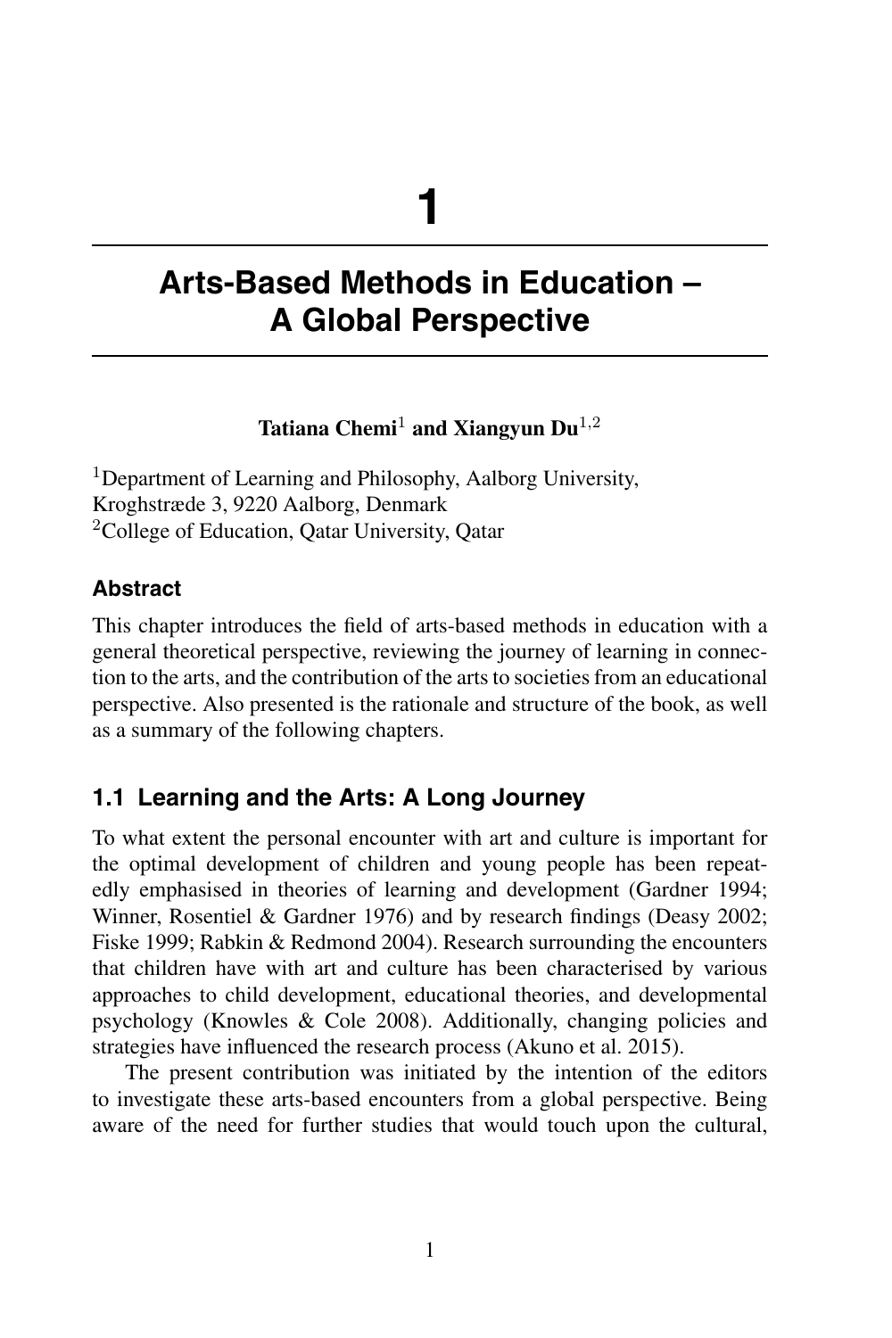# 1

# Arts-Based Methods in Education – A Global Perspective

**Tatiana Chemi**[1] **and Xiangyun Du**[1,2]

[1]Department of Learning and Philosophy, Aalborg University, Kroghstræde 3, 9220 Aalborg, Denmark
[2]College of Education, Qatar University, Qatar

### Abstract

This chapter introduces the field of arts-based methods in education with a general theoretical perspective, reviewing the journey of learning in connection to the arts, and the contribution of the arts to societies from an educational perspective. Also presented is the rationale and structure of the book, as well as a summary of the following chapters.

## 1.1 Learning and the Arts: A Long Journey

To what extent the personal encounter with art and culture is important for the optimal development of children and young people has been repeatedly emphasised in theories of learning and development (Gardner 1994; Winner, Rosentiel & Gardner 1976) and by research findings (Deasy 2002; Fiske 1999; Rabkin & Redmond 2004). Research surrounding the encounters that children have with art and culture has been characterised by various approaches to child development, educational theories, and developmental psychology (Knowles & Cole 2008). Additionally, changing policies and strategies have influenced the research process (Akuno et al. 2015).

The present contribution was initiated by the intention of the editors to investigate these arts-based encounters from a global perspective. Being aware of the need for further studies that would touch upon the cultural,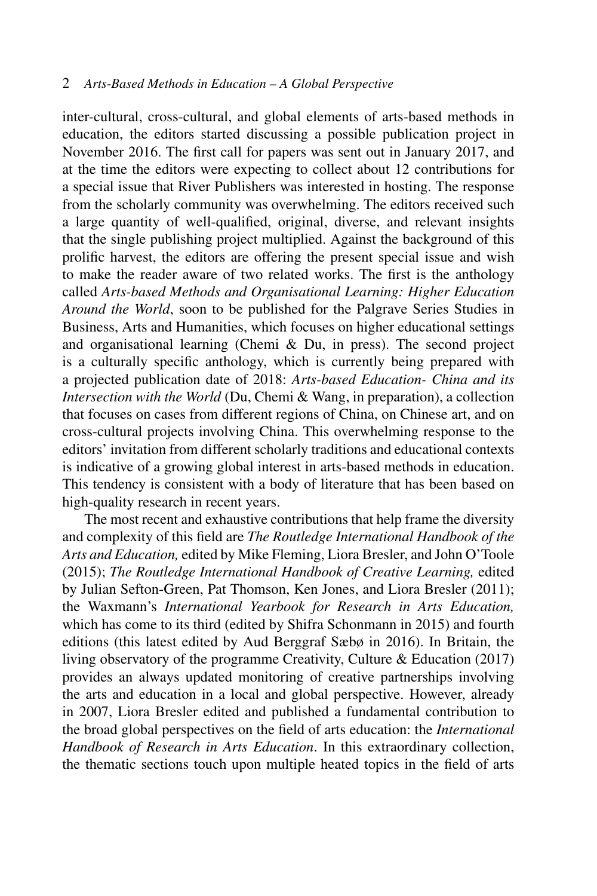inter-cultural, cross-cultural, and global elements of arts-based methods in education, the editors started discussing a possible publication project in November 2016. The first call for papers was sent out in January 2017, and at the time the editors were expecting to collect about 12 contributions for a special issue that River Publishers was interested in hosting. The response from the scholarly community was overwhelming. The editors received such a large quantity of well-qualified, original, diverse, and relevant insights that the single publishing project multiplied. Against the background of this prolific harvest, the editors are offering the present special issue and wish to make the reader aware of two related works. The first is the anthology called *Arts-based Methods and Organisational Learning: Higher Education Around the World*, soon to be published for the Palgrave Series Studies in Business, Arts and Humanities, which focuses on higher educational settings and organisational learning (Chemi & Du, in press). The second project is a culturally specific anthology, which is currently being prepared with a projected publication date of 2018: *Arts-based Education- China and its Intersection with the World* (Du, Chemi & Wang, in preparation), a collection that focuses on cases from different regions of China, on Chinese art, and on cross-cultural projects involving China. This overwhelming response to the editors' invitation from different scholarly traditions and educational contexts is indicative of a growing global interest in arts-based methods in education. This tendency is consistent with a body of literature that has been based on high-quality research in recent years.

The most recent and exhaustive contributions that help frame the diversity and complexity of this field are *The Routledge International Handbook of the Arts and Education,* edited by Mike Fleming, Liora Bresler, and John O'Toole (2015); *The Routledge International Handbook of Creative Learning,* edited by Julian Sefton-Green, Pat Thomson, Ken Jones, and Liora Bresler (2011); the Waxmann's *International Yearbook for Research in Arts Education,* which has come to its third (edited by Shifra Schonmann in 2015) and fourth editions (this latest edited by Aud Berggraf Sæbø in 2016). In Britain, the living observatory of the programme Creativity, Culture & Education (2017) provides an always updated monitoring of creative partnerships involving the arts and education in a local and global perspective. However, already in 2007, Liora Bresler edited and published a fundamental contribution to the broad global perspectives on the field of arts education: the *International Handbook of Research in Arts Education*. In this extraordinary collection, the thematic sections touch upon multiple heated topics in the field of arts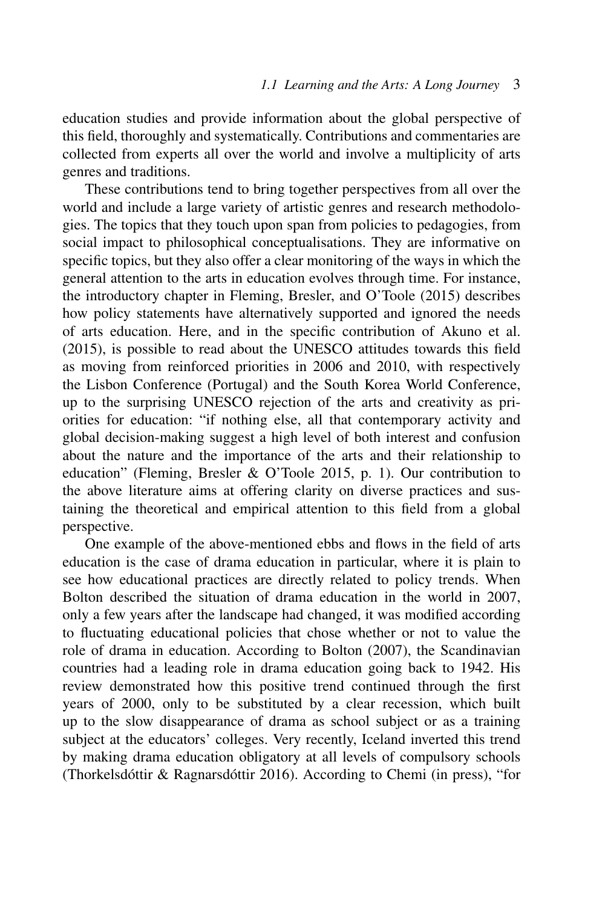education studies and provide information about the global perspective of this field, thoroughly and systematically. Contributions and commentaries are collected from experts all over the world and involve a multiplicity of arts genres and traditions.

These contributions tend to bring together perspectives from all over the world and include a large variety of artistic genres and research methodologies. The topics that they touch upon span from policies to pedagogies, from social impact to philosophical conceptualisations. They are informative on specific topics, but they also offer a clear monitoring of the ways in which the general attention to the arts in education evolves through time. For instance, the introductory chapter in Fleming, Bresler, and O'Toole (2015) describes how policy statements have alternatively supported and ignored the needs of arts education. Here, and in the specific contribution of Akuno et al. (2015), is possible to read about the UNESCO attitudes towards this field as moving from reinforced priorities in 2006 and 2010, with respectively the Lisbon Conference (Portugal) and the South Korea World Conference, up to the surprising UNESCO rejection of the arts and creativity as priorities for education: "if nothing else, all that contemporary activity and global decision-making suggest a high level of both interest and confusion about the nature and the importance of the arts and their relationship to education" (Fleming, Bresler & O'Toole 2015, p. 1). Our contribution to the above literature aims at offering clarity on diverse practices and sustaining the theoretical and empirical attention to this field from a global perspective.

One example of the above-mentioned ebbs and flows in the field of arts education is the case of drama education in particular, where it is plain to see how educational practices are directly related to policy trends. When Bolton described the situation of drama education in the world in 2007, only a few years after the landscape had changed, it was modified according to fluctuating educational policies that chose whether or not to value the role of drama in education. According to Bolton (2007), the Scandinavian countries had a leading role in drama education going back to 1942. His review demonstrated how this positive trend continued through the first years of 2000, only to be substituted by a clear recession, which built up to the slow disappearance of drama as school subject or as a training subject at the educators' colleges. Very recently, Iceland inverted this trend by making drama education obligatory at all levels of compulsory schools (Thorkelsdóttir & Ragnarsdóttir 2016). According to Chemi (in press), "for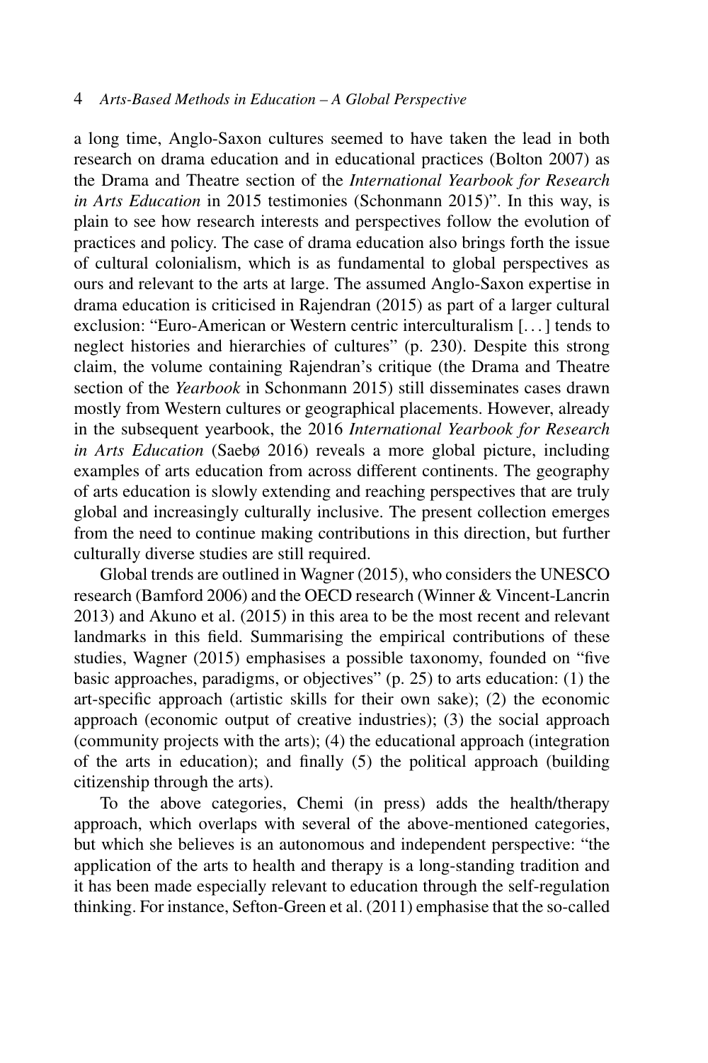a long time, Anglo-Saxon cultures seemed to have taken the lead in both research on drama education and in educational practices (Bolton 2007) as the Drama and Theatre section of the *International Yearbook for Research in Arts Education* in 2015 testimonies (Schonmann 2015)". In this way, is plain to see how research interests and perspectives follow the evolution of practices and policy. The case of drama education also brings forth the issue of cultural colonialism, which is as fundamental to global perspectives as ours and relevant to the arts at large. The assumed Anglo-Saxon expertise in drama education is criticised in Rajendran (2015) as part of a larger cultural exclusion: "Euro-American or Western centric interculturalism [. . . ] tends to neglect histories and hierarchies of cultures" (p. 230). Despite this strong claim, the volume containing Rajendran's critique (the Drama and Theatre section of the *Yearbook* in Schonmann 2015) still disseminates cases drawn mostly from Western cultures or geographical placements. However, already in the subsequent yearbook, the 2016 *International Yearbook for Research in Arts Education* (Saebø 2016) reveals a more global picture, including examples of arts education from across different continents. The geography of arts education is slowly extending and reaching perspectives that are truly global and increasingly culturally inclusive. The present collection emerges from the need to continue making contributions in this direction, but further culturally diverse studies are still required.

Global trends are outlined in Wagner (2015), who considers the UNESCO research (Bamford 2006) and the OECD research (Winner & Vincent-Lancrin 2013) and Akuno et al. (2015) in this area to be the most recent and relevant landmarks in this field. Summarising the empirical contributions of these studies, Wagner (2015) emphasises a possible taxonomy, founded on "five basic approaches, paradigms, or objectives" (p. 25) to arts education: (1) the art-specific approach (artistic skills for their own sake); (2) the economic approach (economic output of creative industries); (3) the social approach (community projects with the arts); (4) the educational approach (integration of the arts in education); and finally (5) the political approach (building citizenship through the arts).

To the above categories, Chemi (in press) adds the health/therapy approach, which overlaps with several of the above-mentioned categories, but which she believes is an autonomous and independent perspective: "the application of the arts to health and therapy is a long-standing tradition and it has been made especially relevant to education through the self-regulation thinking. For instance, Sefton-Green et al. (2011) emphasise that the so-called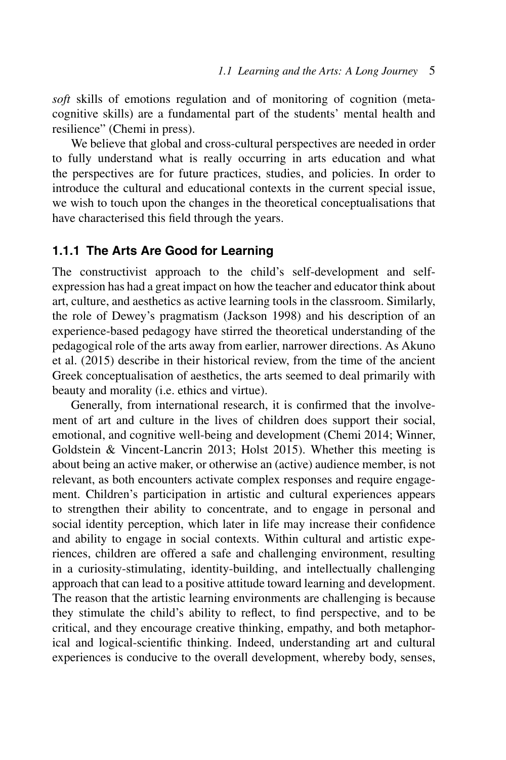*soft* skills of emotions regulation and of monitoring of cognition (meta-cognitive skills) are a fundamental part of the students' mental health and resilience" (Chemi in press).

We believe that global and cross-cultural perspectives are needed in order to fully understand what is really occurring in arts education and what the perspectives are for future practices, studies, and policies. In order to introduce the cultural and educational contexts in the current special issue, we wish to touch upon the changes in the theoretical conceptualisations that have characterised this field through the years.

### 1.1.1 The Arts Are Good for Learning

The constructivist approach to the child's self-development and self-expression has had a great impact on how the teacher and educator think about art, culture, and aesthetics as active learning tools in the classroom. Similarly, the role of Dewey's pragmatism (Jackson 1998) and his description of an experience-based pedagogy have stirred the theoretical understanding of the pedagogical role of the arts away from earlier, narrower directions. As Akuno et al. (2015) describe in their historical review, from the time of the ancient Greek conceptualisation of aesthetics, the arts seemed to deal primarily with beauty and morality (i.e. ethics and virtue).

Generally, from international research, it is confirmed that the involvement of art and culture in the lives of children does support their social, emotional, and cognitive well-being and development (Chemi 2014; Winner, Goldstein & Vincent-Lancrin 2013; Holst 2015). Whether this meeting is about being an active maker, or otherwise an (active) audience member, is not relevant, as both encounters activate complex responses and require engagement. Children's participation in artistic and cultural experiences appears to strengthen their ability to concentrate, and to engage in personal and social identity perception, which later in life may increase their confidence and ability to engage in social contexts. Within cultural and artistic experiences, children are offered a safe and challenging environment, resulting in a curiosity-stimulating, identity-building, and intellectually challenging approach that can lead to a positive attitude toward learning and development. The reason that the artistic learning environments are challenging is because they stimulate the child's ability to reflect, to find perspective, and to be critical, and they encourage creative thinking, empathy, and both metaphorical and logical-scientific thinking. Indeed, understanding art and cultural experiences is conducive to the overall development, whereby body, senses,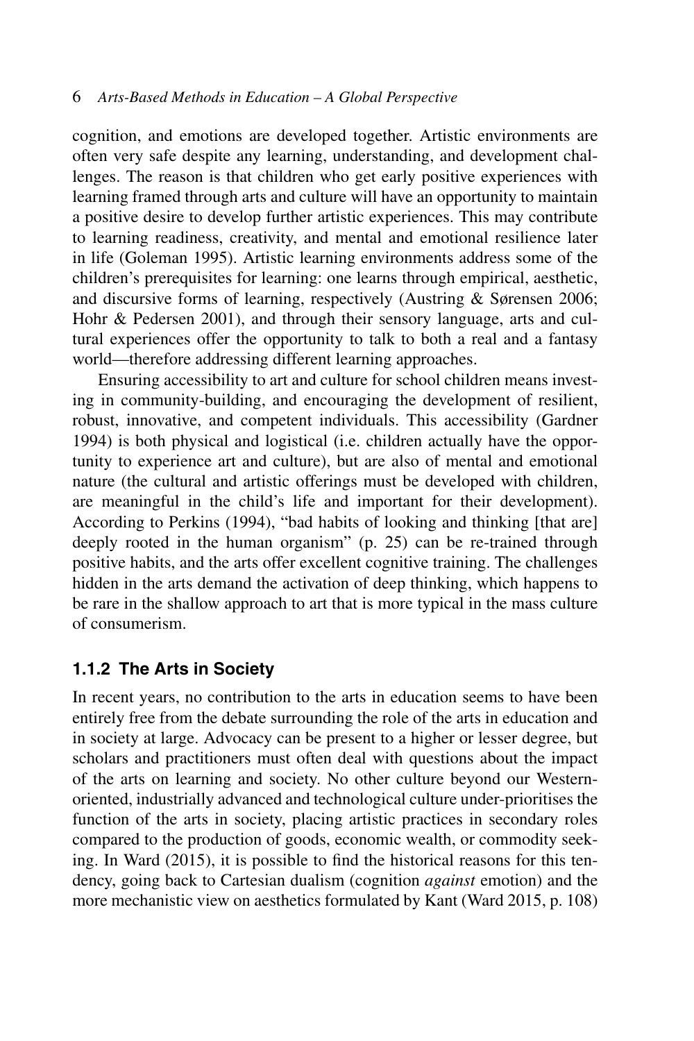cognition, and emotions are developed together. Artistic environments are often very safe despite any learning, understanding, and development challenges. The reason is that children who get early positive experiences with learning framed through arts and culture will have an opportunity to maintain a positive desire to develop further artistic experiences. This may contribute to learning readiness, creativity, and mental and emotional resilience later in life (Goleman 1995). Artistic learning environments address some of the children's prerequisites for learning: one learns through empirical, aesthetic, and discursive forms of learning, respectively (Austring & Sørensen 2006; Hohr & Pedersen 2001), and through their sensory language, arts and cultural experiences offer the opportunity to talk to both a real and a fantasy world—therefore addressing different learning approaches.

Ensuring accessibility to art and culture for school children means investing in community-building, and encouraging the development of resilient, robust, innovative, and competent individuals. This accessibility (Gardner 1994) is both physical and logistical (i.e. children actually have the opportunity to experience art and culture), but are also of mental and emotional nature (the cultural and artistic offerings must be developed with children, are meaningful in the child's life and important for their development). According to Perkins (1994), "bad habits of looking and thinking [that are] deeply rooted in the human organism" (p. 25) can be re-trained through positive habits, and the arts offer excellent cognitive training. The challenges hidden in the arts demand the activation of deep thinking, which happens to be rare in the shallow approach to art that is more typical in the mass culture of consumerism.

### 1.1.2 The Arts in Society

In recent years, no contribution to the arts in education seems to have been entirely free from the debate surrounding the role of the arts in education and in society at large. Advocacy can be present to a higher or lesser degree, but scholars and practitioners must often deal with questions about the impact of the arts on learning and society. No other culture beyond our Western-oriented, industrially advanced and technological culture under-prioritises the function of the arts in society, placing artistic practices in secondary roles compared to the production of goods, economic wealth, or commodity seeking. In Ward (2015), it is possible to find the historical reasons for this tendency, going back to Cartesian dualism (cognition *against* emotion) and the more mechanistic view on aesthetics formulated by Kant (Ward 2015, p. 108)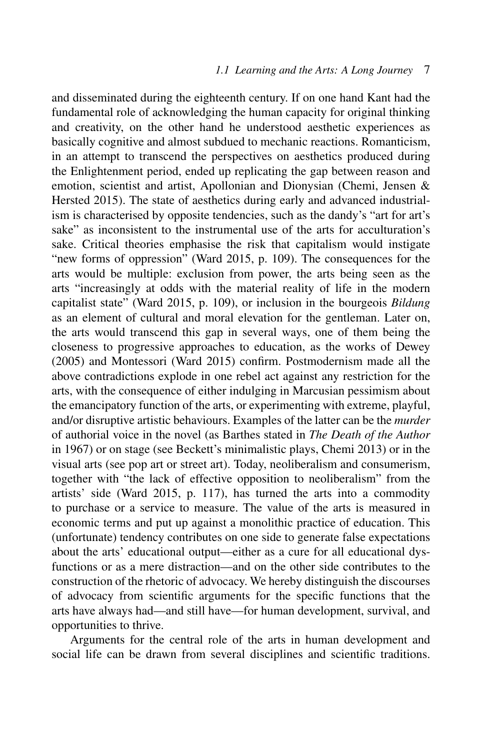and disseminated during the eighteenth century. If on one hand Kant had the fundamental role of acknowledging the human capacity for original thinking and creativity, on the other hand he understood aesthetic experiences as basically cognitive and almost subdued to mechanic reactions. Romanticism, in an attempt to transcend the perspectives on aesthetics produced during the Enlightenment period, ended up replicating the gap between reason and emotion, scientist and artist, Apollonian and Dionysian (Chemi, Jensen & Hersted 2015). The state of aesthetics during early and advanced industrialism is characterised by opposite tendencies, such as the dandy's "art for art's sake" as inconsistent to the instrumental use of the arts for acculturation's sake. Critical theories emphasise the risk that capitalism would instigate "new forms of oppression" (Ward 2015, p. 109). The consequences for the arts would be multiple: exclusion from power, the arts being seen as the arts "increasingly at odds with the material reality of life in the modern capitalist state" (Ward 2015, p. 109), or inclusion in the bourgeois *Bildung* as an element of cultural and moral elevation for the gentleman. Later on, the arts would transcend this gap in several ways, one of them being the closeness to progressive approaches to education, as the works of Dewey (2005) and Montessori (Ward 2015) confirm. Postmodernism made all the above contradictions explode in one rebel act against any restriction for the arts, with the consequence of either indulging in Marcusian pessimism about the emancipatory function of the arts, or experimenting with extreme, playful, and/or disruptive artistic behaviours. Examples of the latter can be the *murder* of authorial voice in the novel (as Barthes stated in *The Death of the Author* in 1967) or on stage (see Beckett's minimalistic plays, Chemi 2013) or in the visual arts (see pop art or street art). Today, neoliberalism and consumerism, together with "the lack of effective opposition to neoliberalism" from the artists' side (Ward 2015, p. 117), has turned the arts into a commodity to purchase or a service to measure. The value of the arts is measured in economic terms and put up against a monolithic practice of education. This (unfortunate) tendency contributes on one side to generate false expectations about the arts' educational output—either as a cure for all educational dysfunctions or as a mere distraction—and on the other side contributes to the construction of the rhetoric of advocacy. We hereby distinguish the discourses of advocacy from scientific arguments for the specific functions that the arts have always had—and still have—for human development, survival, and opportunities to thrive.

Arguments for the central role of the arts in human development and social life can be drawn from several disciplines and scientific traditions.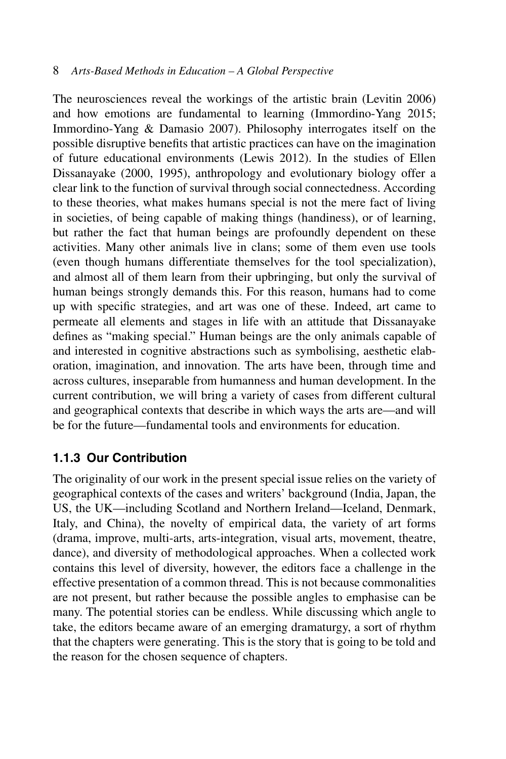The neurosciences reveal the workings of the artistic brain (Levitin 2006) and how emotions are fundamental to learning (Immordino-Yang 2015; Immordino-Yang & Damasio 2007). Philosophy interrogates itself on the possible disruptive benefits that artistic practices can have on the imagination of future educational environments (Lewis 2012). In the studies of Ellen Dissanayake (2000, 1995), anthropology and evolutionary biology offer a clear link to the function of survival through social connectedness. According to these theories, what makes humans special is not the mere fact of living in societies, of being capable of making things (handiness), or of learning, but rather the fact that human beings are profoundly dependent on these activities. Many other animals live in clans; some of them even use tools (even though humans differentiate themselves for the tool specialization), and almost all of them learn from their upbringing, but only the survival of human beings strongly demands this. For this reason, humans had to come up with specific strategies, and art was one of these. Indeed, art came to permeate all elements and stages in life with an attitude that Dissanayake defines as "making special." Human beings are the only animals capable of and interested in cognitive abstractions such as symbolising, aesthetic elaboration, imagination, and innovation. The arts have been, through time and across cultures, inseparable from humanness and human development. In the current contribution, we will bring a variety of cases from different cultural and geographical contexts that describe in which ways the arts are—and will be for the future—fundamental tools and environments for education.

### 1.1.3 Our Contribution

The originality of our work in the present special issue relies on the variety of geographical contexts of the cases and writers' background (India, Japan, the US, the UK—including Scotland and Northern Ireland—Iceland, Denmark, Italy, and China), the novelty of empirical data, the variety of art forms (drama, improve, multi-arts, arts-integration, visual arts, movement, theatre, dance), and diversity of methodological approaches. When a collected work contains this level of diversity, however, the editors face a challenge in the effective presentation of a common thread. This is not because commonalities are not present, but rather because the possible angles to emphasise can be many. The potential stories can be endless. While discussing which angle to take, the editors became aware of an emerging dramaturgy, a sort of rhythm that the chapters were generating. This is the story that is going to be told and the reason for the chosen sequence of chapters.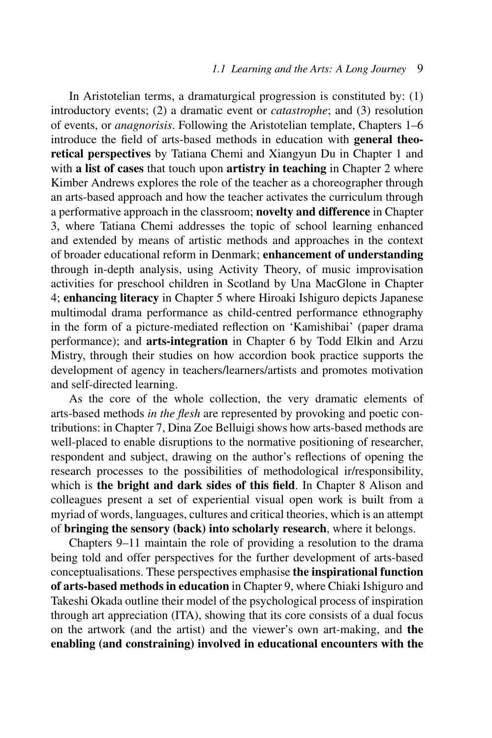In Aristotelian terms, a dramaturgical progression is constituted by: (1) introductory events; (2) a dramatic event or *catastrophe*; and (3) resolution of events, or *anagnorisis*. Following the Aristotelian template, Chapters 1–6 introduce the field of arts-based methods in education with **general theoretical perspectives** by Tatiana Chemi and Xiangyun Du in Chapter 1 and with **a list of cases** that touch upon **artistry in teaching** in Chapter 2 where Kimber Andrews explores the role of the teacher as a choreographer through an arts-based approach and how the teacher activates the curriculum through a performative approach in the classroom; **novelty and difference** in Chapter 3, where Tatiana Chemi addresses the topic of school learning enhanced and extended by means of artistic methods and approaches in the context of broader educational reform in Denmark; **enhancement of understanding** through in-depth analysis, using Activity Theory, of music improvisation activities for preschool children in Scotland by Una MacGlone in Chapter 4; **enhancing literacy** in Chapter 5 where Hiroaki Ishiguro depicts Japanese multimodal drama performance as child-centred performance ethnography in the form of a picture-mediated reflection on 'Kamishibai' (paper drama performance); and **arts-integration** in Chapter 6 by Todd Elkin and Arzu Mistry, through their studies on how accordion book practice supports the development of agency in teachers/learners/artists and promotes motivation and self-directed learning.

As the core of the whole collection, the very dramatic elements of arts-based methods *in the flesh* are represented by provoking and poetic contributions: in Chapter 7, Dina Zoe Belluigi shows how arts-based methods are well-placed to enable disruptions to the normative positioning of researcher, respondent and subject, drawing on the author's reflections of opening the research processes to the possibilities of methodological ir/responsibility, which is **the bright and dark sides of this field**. In Chapter 8 Alison and colleagues present a set of experiential visual open work is built from a myriad of words, languages, cultures and critical theories, which is an attempt of **bringing the sensory (back) into scholarly research**, where it belongs.

Chapters 9–11 maintain the role of providing a resolution to the drama being told and offer perspectives for the further development of arts-based conceptualisations. These perspectives emphasise **the inspirational function of arts-based methods in education** in Chapter 9, where Chiaki Ishiguro and Takeshi Okada outline their model of the psychological process of inspiration through art appreciation (ITA), showing that its core consists of a dual focus on the artwork (and the artist) and the viewer's own art-making, and **the enabling (and constraining) involved in educational encounters with the**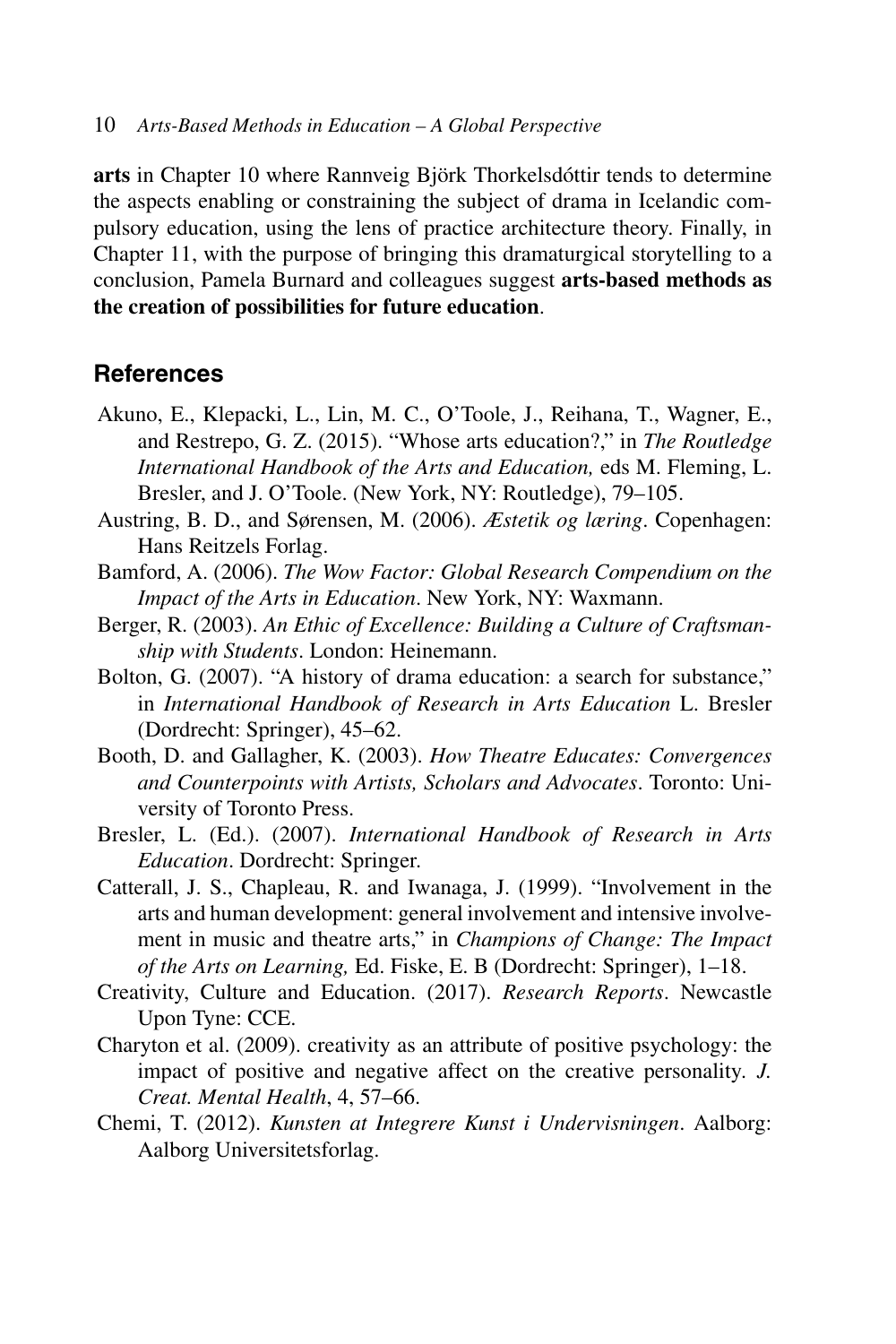**arts** in Chapter 10 where Rannveig Björk Thorkelsdóttir tends to determine the aspects enabling or constraining the subject of drama in Icelandic compulsory education, using the lens of practice architecture theory. Finally, in Chapter 11, with the purpose of bringing this dramaturgical storytelling to a conclusion, Pamela Burnard and colleagues suggest **arts-based methods as the creation of possibilities for future education**.

## References

Akuno, E., Klepacki, L., Lin, M. C., O'Toole, J., Reihana, T., Wagner, E., and Restrepo, G. Z. (2015). "Whose arts education?," in *The Routledge International Handbook of the Arts and Education,* eds M. Fleming, L. Bresler, and J. O'Toole. (New York, NY: Routledge), 79–105.

Austring, B. D., and Sørensen, M. (2006). *Æstetik og læring*. Copenhagen: Hans Reitzels Forlag.

Bamford, A. (2006). *The Wow Factor: Global Research Compendium on the Impact of the Arts in Education*. New York, NY: Waxmann.

Berger, R. (2003). *An Ethic of Excellence: Building a Culture of Craftsmanship with Students*. London: Heinemann.

Bolton, G. (2007). "A history of drama education: a search for substance," in *International Handbook of Research in Arts Education* L. Bresler (Dordrecht: Springer), 45–62.

Booth, D. and Gallagher, K. (2003). *How Theatre Educates: Convergences and Counterpoints with Artists, Scholars and Advocates*. Toronto: University of Toronto Press.

Bresler, L. (Ed.). (2007). *International Handbook of Research in Arts Education*. Dordrecht: Springer.

Catterall, J. S., Chapleau, R. and Iwanaga, J. (1999). "Involvement in the arts and human development: general involvement and intensive involvement in music and theatre arts," in *Champions of Change: The Impact of the Arts on Learning,* Ed. Fiske, E. B (Dordrecht: Springer), 1–18.

Creativity, Culture and Education. (2017). *Research Reports*. Newcastle Upon Tyne: CCE.

Charyton et al. (2009). creativity as an attribute of positive psychology: the impact of positive and negative affect on the creative personality. *J. Creat. Mental Health*, 4, 57–66.

Chemi, T. (2012). *Kunsten at Integrere Kunst i Undervisningen*. Aalborg: Aalborg Universitetsforlag.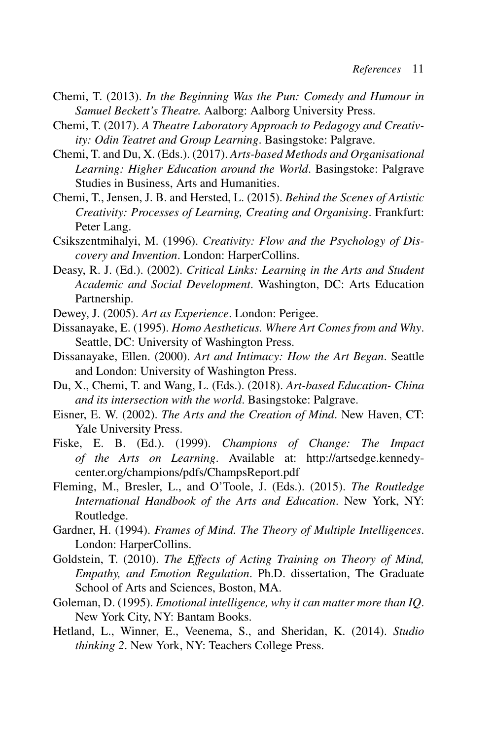Chemi, T. (2013). *In the Beginning Was the Pun: Comedy and Humour in Samuel Beckett's Theatre.* Aalborg: Aalborg University Press.

Chemi, T. (2017). *A Theatre Laboratory Approach to Pedagogy and Creativity: Odin Teatret and Group Learning*. Basingstoke: Palgrave.

Chemi, T. and Du, X. (Eds.). (2017). *Arts-based Methods and Organisational Learning: Higher Education around the World*. Basingstoke: Palgrave Studies in Business, Arts and Humanities.

Chemi, T., Jensen, J. B. and Hersted, L. (2015). *Behind the Scenes of Artistic Creativity: Processes of Learning, Creating and Organising*. Frankfurt: Peter Lang.

Csikszentmihalyi, M. (1996). *Creativity: Flow and the Psychology of Discovery and Invention*. London: HarperCollins.

Deasy, R. J. (Ed.). (2002). *Critical Links: Learning in the Arts and Student Academic and Social Development*. Washington, DC: Arts Education Partnership.

Dewey, J. (2005). *Art as Experience*. London: Perigee.

Dissanayake, E. (1995). *Homo Aestheticus. Where Art Comes from and Why*. Seattle, DC: University of Washington Press.

Dissanayake, Ellen. (2000). *Art and Intimacy: How the Art Began*. Seattle and London: University of Washington Press.

Du, X., Chemi, T. and Wang, L. (Eds.). (2018). *Art-based Education- China and its intersection with the world*. Basingstoke: Palgrave.

Eisner, E. W. (2002). *The Arts and the Creation of Mind*. New Haven, CT: Yale University Press.

Fiske, E. B. (Ed.). (1999). *Champions of Change: The Impact of the Arts on Learning*. Available at: http://artsedge.kennedy-center.org/champions/pdfs/ChampsReport.pdf

Fleming, M., Bresler, L., and O'Toole, J. (Eds.). (2015). *The Routledge International Handbook of the Arts and Education*. New York, NY: Routledge.

Gardner, H. (1994). *Frames of Mind. The Theory of Multiple Intelligences*. London: HarperCollins.

Goldstein, T. (2010). *The Effects of Acting Training on Theory of Mind, Empathy, and Emotion Regulation*. Ph.D. dissertation, The Graduate School of Arts and Sciences, Boston, MA.

Goleman, D. (1995). *Emotional intelligence, why it can matter more than IQ*. New York City, NY: Bantam Books.

Hetland, L., Winner, E., Veenema, S., and Sheridan, K. (2014). *Studio thinking 2*. New York, NY: Teachers College Press.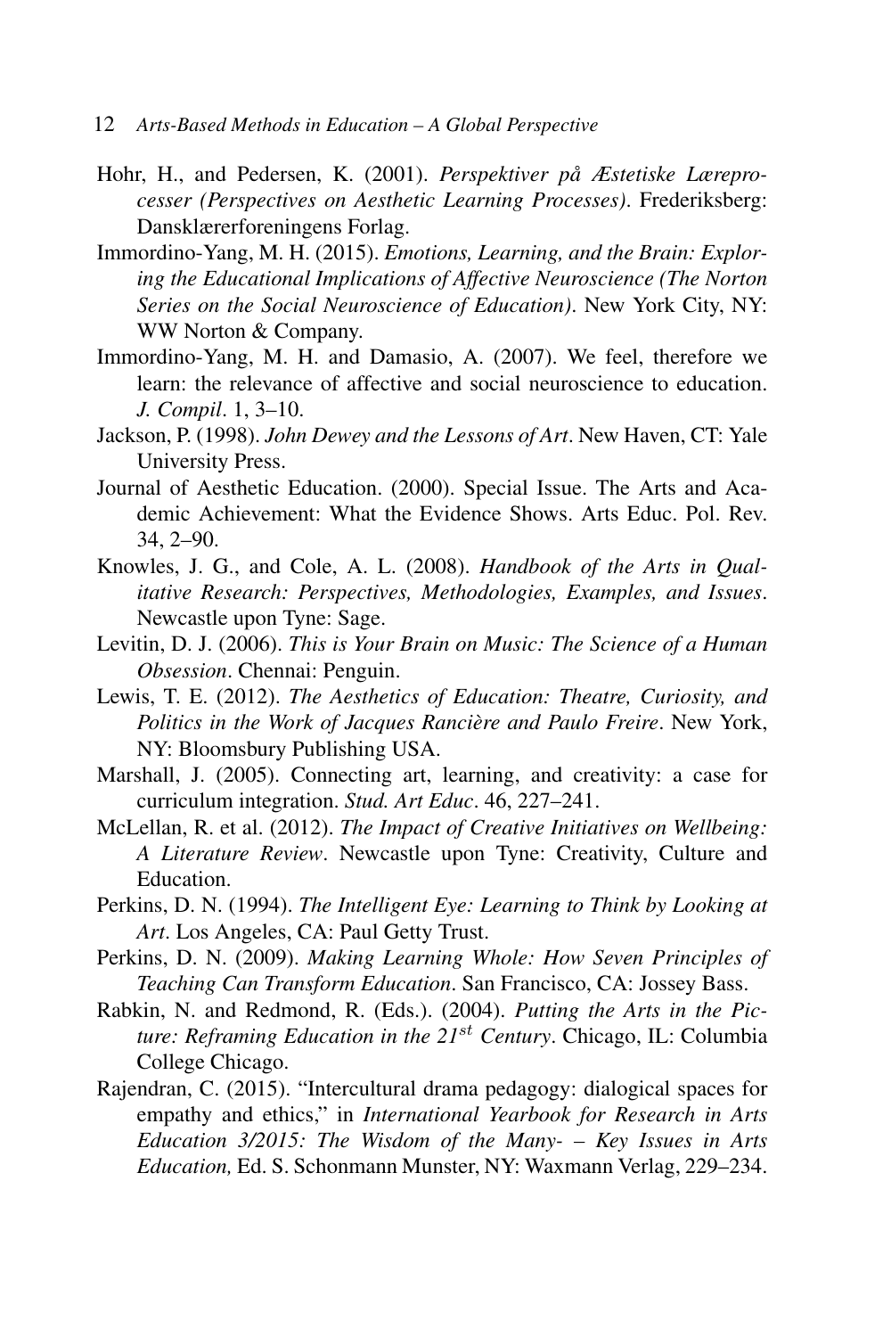Hohr, H., and Pedersen, K. (2001). *Perspektiver på Æstetiske Læreprocesser (Perspectives on Aesthetic Learning Processes)*. Frederiksberg: Dansklærerforeningens Forlag.

Immordino-Yang, M. H. (2015). *Emotions, Learning, and the Brain: Exploring the Educational Implications of Affective Neuroscience (The Norton Series on the Social Neuroscience of Education)*. New York City, NY: WW Norton & Company.

Immordino-Yang, M. H. and Damasio, A. (2007). We feel, therefore we learn: the relevance of affective and social neuroscience to education. *J. Compil*. 1, 3–10.

Jackson, P. (1998). *John Dewey and the Lessons of Art*. New Haven, CT: Yale University Press.

Journal of Aesthetic Education. (2000). Special Issue. The Arts and Academic Achievement: What the Evidence Shows. Arts Educ. Pol. Rev. 34, 2–90.

Knowles, J. G., and Cole, A. L. (2008). *Handbook of the Arts in Qualitative Research: Perspectives, Methodologies, Examples, and Issues*. Newcastle upon Tyne: Sage.

Levitin, D. J. (2006). *This is Your Brain on Music: The Science of a Human Obsession*. Chennai: Penguin.

Lewis, T. E. (2012). *The Aesthetics of Education: Theatre, Curiosity, and Politics in the Work of Jacques Rancière and Paulo Freire*. New York, NY: Bloomsbury Publishing USA.

Marshall, J. (2005). Connecting art, learning, and creativity: a case for curriculum integration. *Stud. Art Educ*. 46, 227–241.

McLellan, R. et al. (2012). *The Impact of Creative Initiatives on Wellbeing: A Literature Review*. Newcastle upon Tyne: Creativity, Culture and Education.

Perkins, D. N. (1994). *The Intelligent Eye: Learning to Think by Looking at Art*. Los Angeles, CA: Paul Getty Trust.

Perkins, D. N. (2009). *Making Learning Whole: How Seven Principles of Teaching Can Transform Education*. San Francisco, CA: Jossey Bass.

Rabkin, N. and Redmond, R. (Eds.). (2004). *Putting the Arts in the Picture: Reframing Education in the 21st Century*. Chicago, IL: Columbia College Chicago.

Rajendran, C. (2015). "Intercultural drama pedagogy: dialogical spaces for empathy and ethics," in *International Yearbook for Research in Arts Education 3/2015: The Wisdom of the Many- – Key Issues in Arts Education,* Ed. S. Schonmann Munster, NY: Waxmann Verlag, 229–234.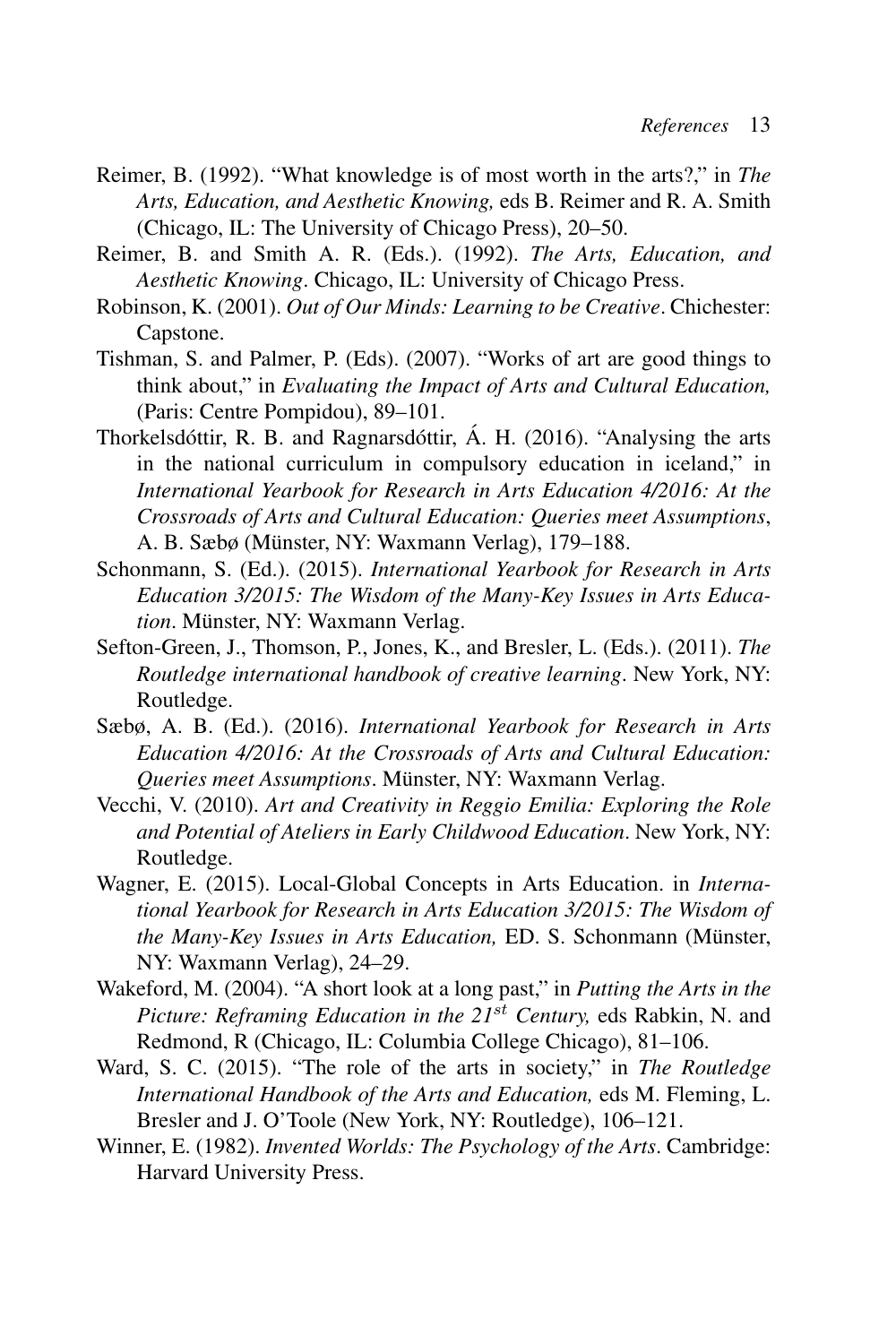Reimer, B. (1992). "What knowledge is of most worth in the arts?," in *The Arts, Education, and Aesthetic Knowing,* eds B. Reimer and R. A. Smith (Chicago, IL: The University of Chicago Press), 20–50.

Reimer, B. and Smith A. R. (Eds.). (1992). *The Arts, Education, and Aesthetic Knowing*. Chicago, IL: University of Chicago Press.

Robinson, K. (2001). *Out of Our Minds: Learning to be Creative*. Chichester: Capstone.

Tishman, S. and Palmer, P. (Eds). (2007). "Works of art are good things to think about," in *Evaluating the Impact of Arts and Cultural Education,* (Paris: Centre Pompidou), 89–101.

Thorkelsdóttir, R. B. and Ragnarsdóttir, Á. H. (2016). "Analysing the arts in the national curriculum in compulsory education in iceland," in *International Yearbook for Research in Arts Education 4/2016: At the Crossroads of Arts and Cultural Education: Queries meet Assumptions*, A. B. Sæbø (Münster, NY: Waxmann Verlag), 179–188.

Schonmann, S. (Ed.). (2015). *International Yearbook for Research in Arts Education 3/2015: The Wisdom of the Many-Key Issues in Arts Education*. Münster, NY: Waxmann Verlag.

Sefton-Green, J., Thomson, P., Jones, K., and Bresler, L. (Eds.). (2011). *The Routledge international handbook of creative learning*. New York, NY: Routledge.

Sæbø, A. B. (Ed.). (2016). *International Yearbook for Research in Arts Education 4/2016: At the Crossroads of Arts and Cultural Education: Queries meet Assumptions*. Münster, NY: Waxmann Verlag.

Vecchi, V. (2010). *Art and Creativity in Reggio Emilia: Exploring the Role and Potential of Ateliers in Early Childwood Education*. New York, NY: Routledge.

Wagner, E. (2015). Local-Global Concepts in Arts Education. in *International Yearbook for Research in Arts Education 3/2015: The Wisdom of the Many-Key Issues in Arts Education,* ED. S. Schonmann (Münster, NY: Waxmann Verlag), 24–29.

Wakeford, M. (2004). "A short look at a long past," in *Putting the Arts in the Picture: Reframing Education in the 21st Century,* eds Rabkin, N. and Redmond, R (Chicago, IL: Columbia College Chicago), 81–106.

Ward, S. C. (2015). "The role of the arts in society," in *The Routledge International Handbook of the Arts and Education,* eds M. Fleming, L. Bresler and J. O'Toole (New York, NY: Routledge), 106–121.

Winner, E. (1982). *Invented Worlds: The Psychology of the Arts*. Cambridge: Harvard University Press.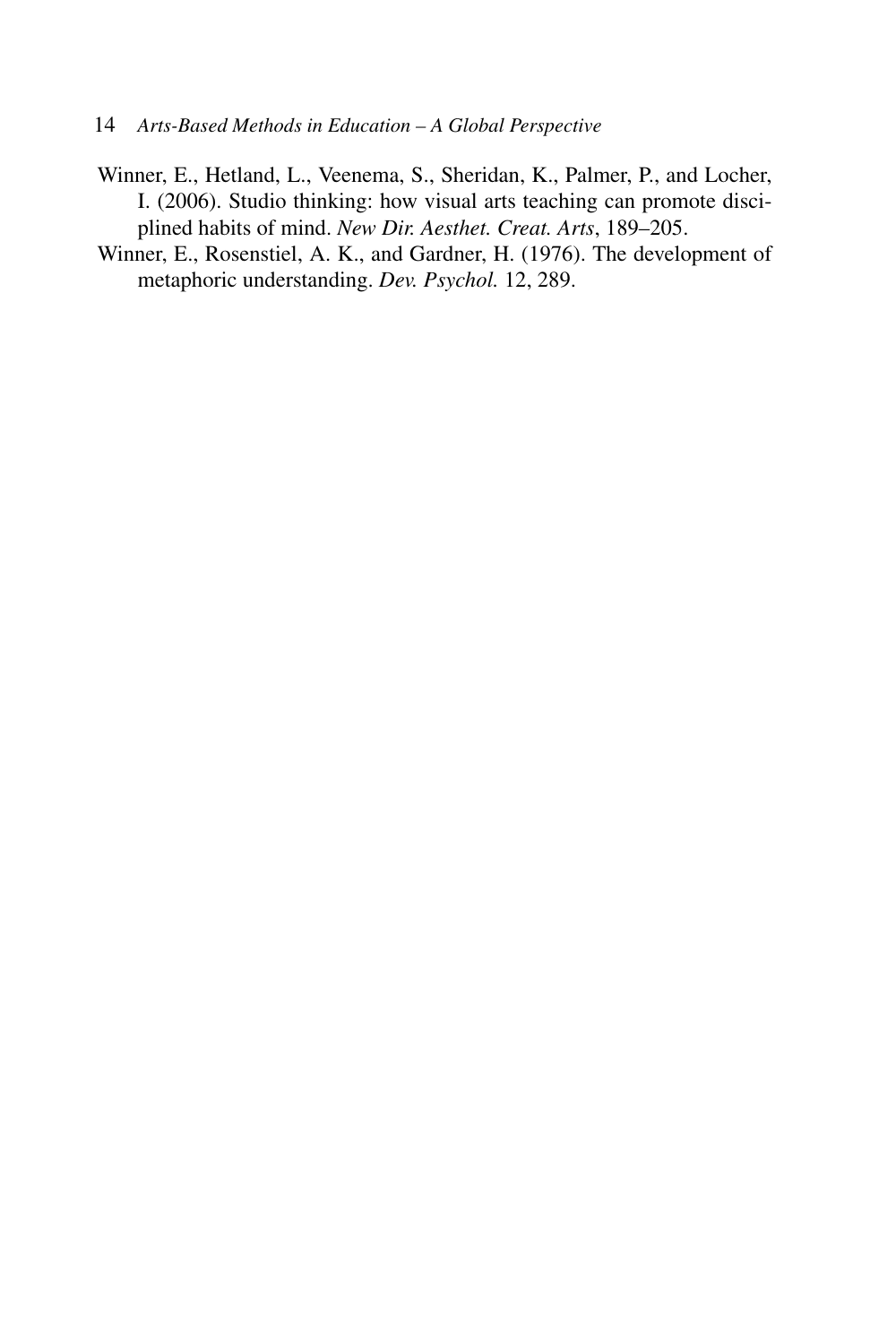Winner, E., Hetland, L., Veenema, S., Sheridan, K., Palmer, P., and Locher, I. (2006). Studio thinking: how visual arts teaching can promote disciplined habits of mind. *New Dir. Aesthet. Creat. Arts*, 189–205.

Winner, E., Rosenstiel, A. K., and Gardner, H. (1976). The development of metaphoric understanding. *Dev. Psychol.* 12, 289.